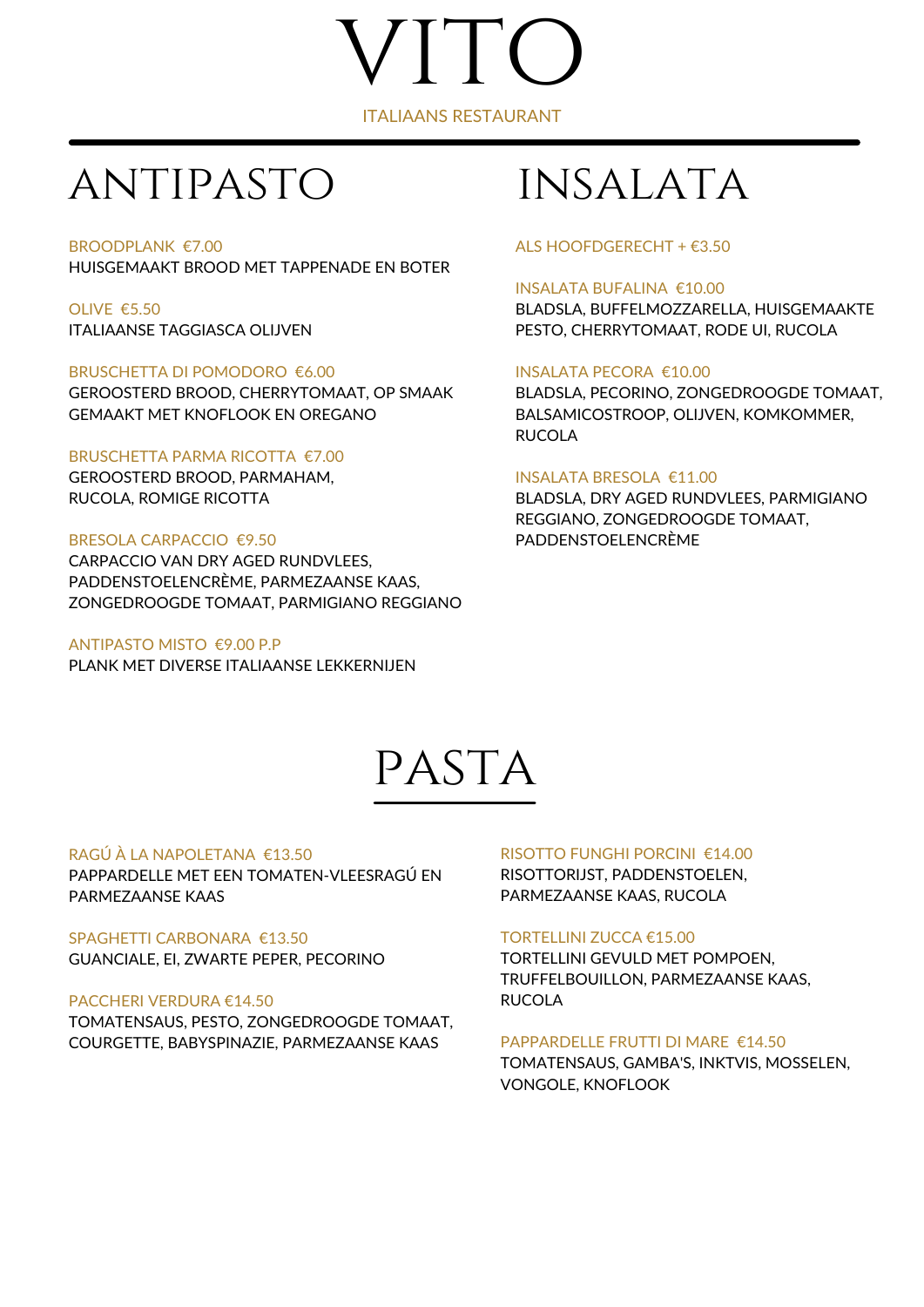# VITO

ITALIAANS RESTAURANT

## ANTIPASTO

BROODPLANK €7.00
HUISGEMAAKT BROOD MET TAPPENADE EN BOTER

OLIVE €5.50
ITALIAANSE TAGGIASCA OLIJVEN

BRUSCHETTA DI POMODORO €6.00
GEROOSTERD BROOD, CHERRYTOMAAT, OP SMAAK GEMAAKT MET KNOFLOOK EN OREGANO

BRUSCHETTA PARMA RICOTTA €7.00
GEROOSTERD BROOD, PARMAHAM, RUCOLA, ROMIGE RICOTTA

BRESOLA CARPACCIO €9.50
CARPACCIO VAN DRY AGED RUNDVLEES, PADDENSTOELENCRÈME, PARMEZAANSE KAAS, ZONGEDROOGDE TOMAAT, PARMIGIANO REGGIANO

ANTIPASTO MISTO €9.00 P.P
PLANK MET DIVERSE ITALIAANSE LEKKERNIJEN

## INSALATA

ALS HOOFDGERECHT + €3.50

INSALATA BUFALINA €10.00
BLADSLA, BUFFELMOZZARELLA, HUISGEMAAKTE PESTO, CHERRYTOMAAT, RODE UI, RUCOLA

INSALATA PECORA €10.00
BLADSLA, PECORINO, ZONGEDROOGDE TOMAAT, BALSAMICOSTROOP, OLIJVEN, KOMKOMMER, RUCOLA

INSALATA BRESOLA €11.00
BLADSLA, DRY AGED RUNDVLEES, PARMIGIANO REGGIANO, ZONGEDROOGDE TOMAAT, PADDENSTOELENCRÈME

## PASTA

RAGÚ À LA NAPOLETANA €13.50
PAPPARDELLE MET EEN TOMATEN-VLEESRAGÚ EN PARMEZAANSE KAAS

SPAGHETTI CARBONARA €13.50
GUANCIALE, EI, ZWARTE PEPER, PECORINO

PACCHERI VERDURA €14.50
TOMATENSAUS, PESTO, ZONGEDROOGDE TOMAAT, COURGETTE, BABYSPINAZIE, PARMEZAANSE KAAS

RISOTTO FUNGHI PORCINI €14.00
RISOTTORIJST, PADDENSTOELEN, PARMEZAANSE KAAS, RUCOLA

TORTELLINI ZUCCA €15.00
TORTELLINI GEVULD MET POMPOEN, TRUFFELBOUILLON, PARMEZAANSE KAAS, RUCOLA

PAPPARDELLE FRUTTI DI MARE €14.50
TOMATENSAUS, GAMBA'S, INKTVIS, MOSSELEN, VONGOLE, KNOFLOOK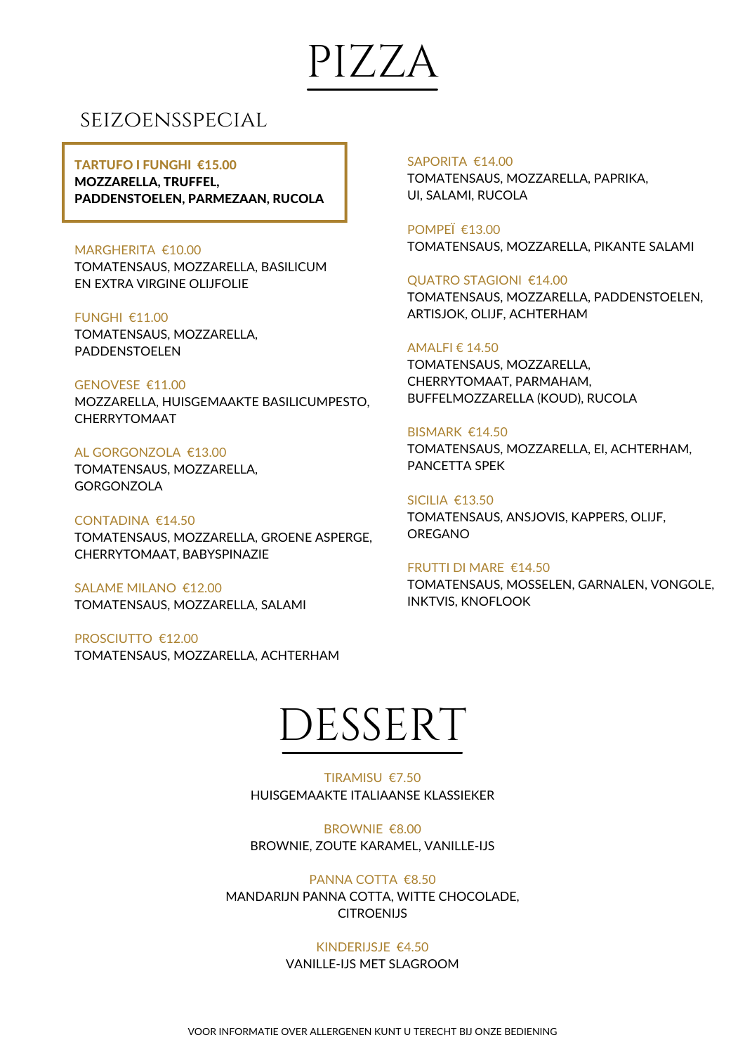# PIZZA

## SEIZOENSSPECIAL

**TARTUFO I FUNGHI €15.00**
**MOZZARELLA, TRUFFEL, PADDENSTOELEN, PARMEZAAN, RUCOLA**

MARGHERITA €10.00
TOMATENSAUS, MOZZARELLA, BASILICUM EN EXTRA VIRGINE OLIJFOLIE

FUNGHI €11.00
TOMATENSAUS, MOZZARELLA, PADDENSTOELEN

GENOVESE €11.00
MOZZARELLA, HUISGEMAAKTE BASILICUMPESTO, CHERRYTOMAAT

AL GORGONZOLA €13.00
TOMATENSAUS, MOZZARELLA, GORGONZOLA

CONTADINA €14.50
TOMATENSAUS, MOZZARELLA, GROENE ASPERGE, CHERRYTOMAAT, BABYSPINAZIE

SALAME MILANO €12.00
TOMATENSAUS, MOZZARELLA, SALAMI

PROSCIUTTO €12.00
TOMATENSAUS, MOZZARELLA, ACHTERHAM

SAPORITA €14.00
TOMATENSAUS, MOZZARELLA, PAPRIKA, UI, SALAMI, RUCOLA

POMPEÏ €13.00
TOMATENSAUS, MOZZARELLA, PIKANTE SALAMI

QUATRO STAGIONI €14.00
TOMATENSAUS, MOZZARELLA, PADDENSTOELEN, ARTISJOK, OLIJF, ACHTERHAM

AMALFI € 14.50
TOMATENSAUS, MOZZARELLA, CHERRYTOMAAT, PARMAHAM, BUFFELMOZZARELLA (KOUD), RUCOLA

BISMARK €14.50
TOMATENSAUS, MOZZARELLA, EI, ACHTERHAM, PANCETTA SPEK

SICILIA €13.50
TOMATENSAUS, ANSJOVIS, KAPPERS, OLIJF, OREGANO

FRUTTI DI MARE €14.50
TOMATENSAUS, MOSSELEN, GARNALEN, VONGOLE, INKTVIS, KNOFLOOK

# DESSERT

TIRAMISU €7.50
HUISGEMAAKTE ITALIAANSE KLASSIEKER

BROWNIE €8.00
BROWNIE, ZOUTE KARAMEL, VANILLE-IJS

PANNA COTTA €8.50
MANDARIJN PANNA COTTA, WITTE CHOCOLADE, CITROENIJS

KINDERIJSJE €4.50
VANILLE-IJS MET SLAGROOM

VOOR INFORMATIE OVER ALLERGENEN KUNT U TERECHT BIJ ONZE BEDIENING